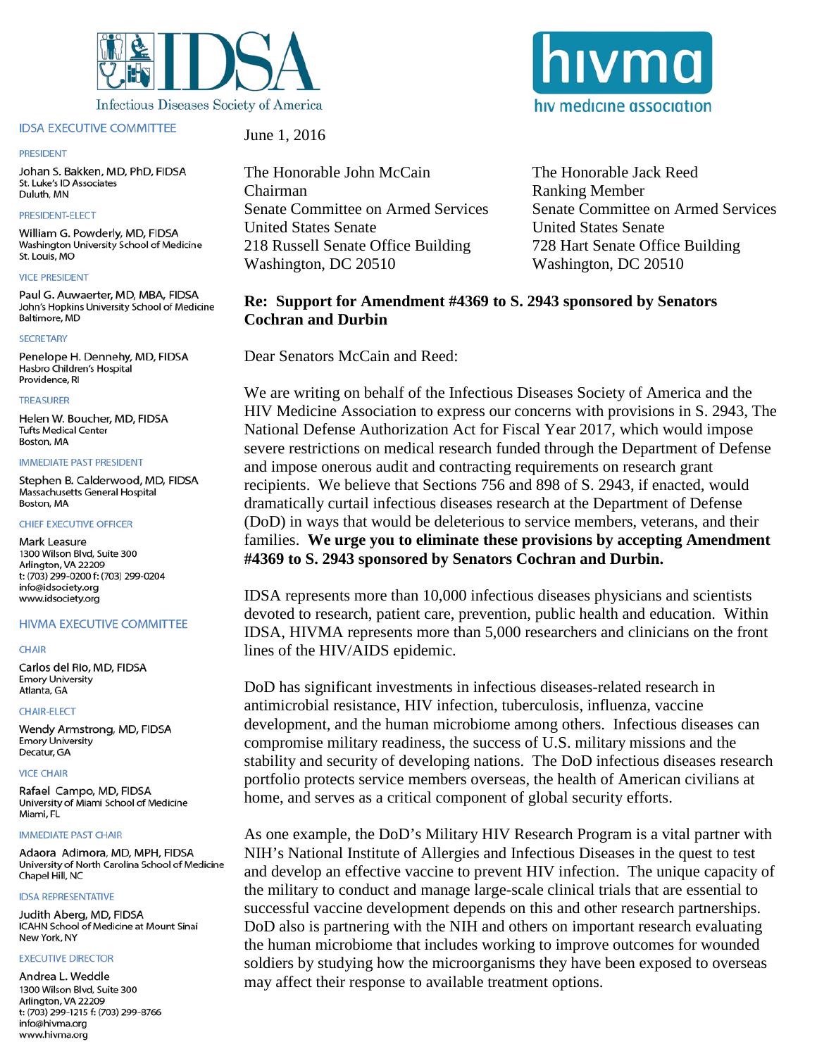IDSA — Infectious Diseases Society of America

hivma — hiv medicine association

**IDSA EXECUTIVE COMMITTEE**

PRESIDENT
Johan S. Bakken, MD, PhD, FIDSA
St. Luke's ID Associates
Duluth, MN

PRESIDENT-ELECT
William G. Powderly, MD, FIDSA
Washington University School of Medicine
St. Louis, MO

VICE PRESIDENT
Paul G. Auwaerter, MD, MBA, FIDSA
John's Hopkins University School of Medicine
Baltimore, MD

SECRETARY
Penelope H. Dennehy, MD, FIDSA
Hasbro Children's Hospital
Providence, RI

TREASURER
Helen W. Boucher, MD, FIDSA
Tufts Medical Center
Boston, MA

IMMEDIATE PAST PRESIDENT
Stephen B. Calderwood, MD, FIDSA
Massachusetts General Hospital
Boston, MA

CHIEF EXECUTIVE OFFICER
Mark Leasure
1300 Wilson Blvd, Suite 300
Arlington, VA 22209
t: (703) 299-0200 f: (703) 299-0204
info@idsociety.org
www.idsociety.org

**HIVMA EXECUTIVE COMMITTEE**

CHAIR
Carlos del Rio, MD, FIDSA
Emory University
Atlanta, GA

CHAIR-ELECT
Wendy Armstrong, MD, FIDSA
Emory University
Decatur, GA

VICE CHAIR
Rafael Campo, MD, FIDSA
University of Miami School of Medicine
Miami, FL

IMMEDIATE PAST CHAIR
Adaora Adimora, MD, MPH, FIDSA
University of North Carolina School of Medicine
Chapel Hill, NC

IDSA REPRESENTATIVE
Judith Aberg, MD, FIDSA
ICAHN School of Medicine at Mount Sinai
New York, NY

EXECUTIVE DIRECTOR
Andrea L. Weddle
1300 Wilson Blvd, Suite 300
Arlington, VA 22209
t: (703) 299-1215 f: (703) 299-8766
info@hivma.org
www.hivma.org

June 1, 2016

The Honorable John McCain
Chairman
Senate Committee on Armed Services
United States Senate
218 Russell Senate Office Building
Washington, DC 20510

The Honorable Jack Reed
Ranking Member
Senate Committee on Armed Services
United States Senate
728 Hart Senate Office Building
Washington, DC 20510

**Re: Support for Amendment #4369 to S. 2943 sponsored by Senators Cochran and Durbin**

Dear Senators McCain and Reed:

We are writing on behalf of the Infectious Diseases Society of America and the HIV Medicine Association to express our concerns with provisions in S. 2943, The National Defense Authorization Act for Fiscal Year 2017, which would impose severe restrictions on medical research funded through the Department of Defense and impose onerous audit and contracting requirements on research grant recipients. We believe that Sections 756 and 898 of S. 2943, if enacted, would dramatically curtail infectious diseases research at the Department of Defense (DoD) in ways that would be deleterious to service members, veterans, and their families. **We urge you to eliminate these provisions by accepting Amendment #4369 to S. 2943 sponsored by Senators Cochran and Durbin.**

IDSA represents more than 10,000 infectious diseases physicians and scientists devoted to research, patient care, prevention, public health and education. Within IDSA, HIVMA represents more than 5,000 researchers and clinicians on the front lines of the HIV/AIDS epidemic.

DoD has significant investments in infectious diseases-related research in antimicrobial resistance, HIV infection, tuberculosis, influenza, vaccine development, and the human microbiome among others. Infectious diseases can compromise military readiness, the success of U.S. military missions and the stability and security of developing nations. The DoD infectious diseases research portfolio protects service members overseas, the health of American civilians at home, and serves as a critical component of global security efforts.

As one example, the DoD's Military HIV Research Program is a vital partner with NIH's National Institute of Allergies and Infectious Diseases in the quest to test and develop an effective vaccine to prevent HIV infection. The unique capacity of the military to conduct and manage large-scale clinical trials that are essential to successful vaccine development depends on this and other research partnerships. DoD also is partnering with the NIH and others on important research evaluating the human microbiome that includes working to improve outcomes for wounded soldiers by studying how the microorganisms they have been exposed to overseas may affect their response to available treatment options.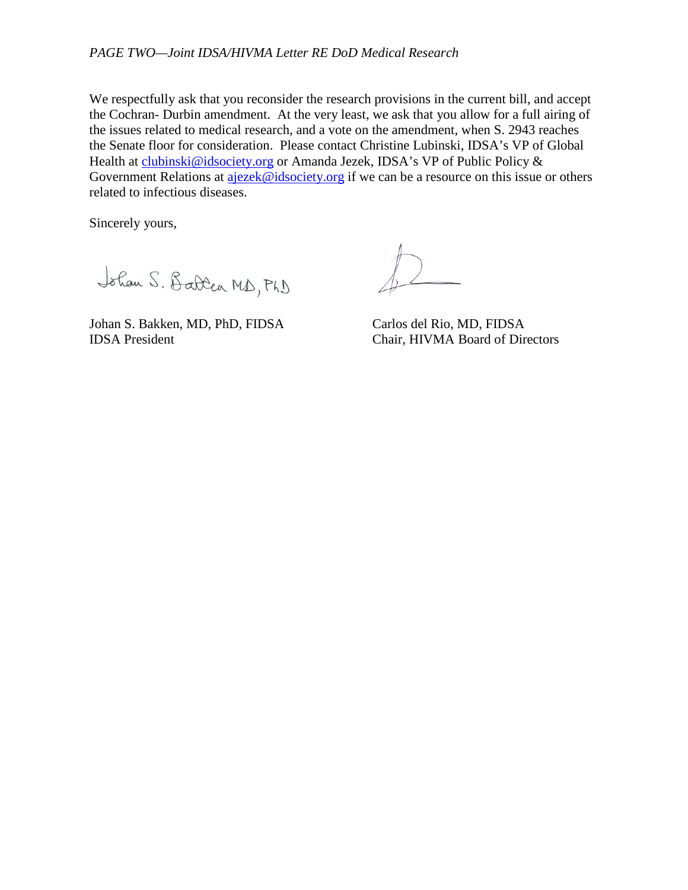We respectfully ask that you reconsider the research provisions in the current bill, and accept the Cochran- Durbin amendment. At the very least, we ask that you allow for a full airing of the issues related to medical research, and a vote on the amendment, when S. 2943 reaches the Senate floor for consideration. Please contact Christine Lubinski, IDSA's VP of Global Health at clubinski@idsociety.org or Amanda Jezek, IDSA's VP of Public Policy & Government Relations at ajezek@idsociety.org if we can be a resource on this issue or others related to infectious diseases.

Sincerely yours,

Johan S. Bakken, MD, PhD, FIDSA
IDSA President

Carlos del Rio, MD, FIDSA
Chair, HIVMA Board of Directors